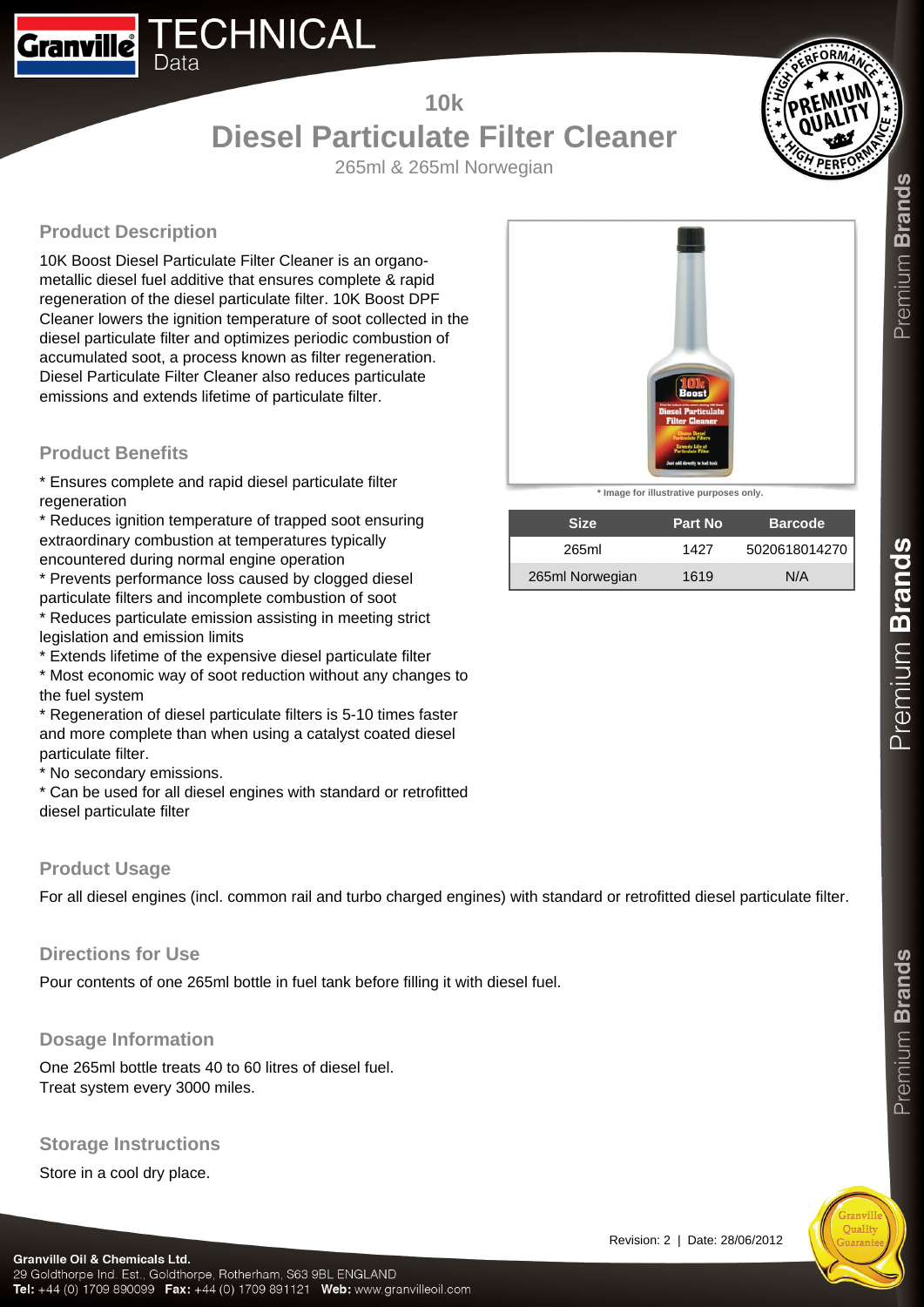# TECHNICAL Data

## 10k

# Diesel Particulate Filter Cleaner

265ml & 265ml Norwegian

## Product Description

10K Boost Diesel Particulate Filter Cleaner is an organo-metallic diesel fuel additive that ensures complete & rapid regeneration of the diesel particulate filter. 10K Boost DPF Cleaner lowers the ignition temperature of soot collected in the diesel particulate filter and optimizes periodic combustion of accumulated soot, a process known as filter regeneration. Diesel Particulate Filter Cleaner also reduces particulate emissions and extends lifetime of particulate filter.

* Image for illustrative purposes only.

| Size | Part No | Barcode |
|---|---|---|
| 265ml | 1427 | 5020618014270 |
| 265ml Norwegian | 1619 | N/A |

## Product Benefits

* Ensures complete and rapid diesel particulate filter regeneration
* Reduces ignition temperature of trapped soot ensuring extraordinary combustion at temperatures typically encountered during normal engine operation
* Prevents performance loss caused by clogged diesel particulate filters and incomplete combustion of soot
* Reduces particulate emission assisting in meeting strict legislation and emission limits
* Extends lifetime of the expensive diesel particulate filter
* Most economic way of soot reduction without any changes to the fuel system
* Regeneration of diesel particulate filters is 5-10 times faster and more complete than when using a catalyst coated diesel particulate filter.
* No secondary emissions.
* Can be used for all diesel engines with standard or retrofitted diesel particulate filter

## Product Usage

For all diesel engines (incl. common rail and turbo charged engines) with standard or retrofitted diesel particulate filter.

## Directions for Use

Pour contents of one 265ml bottle in fuel tank before filling it with diesel fuel.

## Dosage Information

One 265ml bottle treats 40 to 60 litres of diesel fuel.
Treat system every 3000 miles.

## Storage Instructions

Store in a cool dry place.

Revision: 2 | Date: 28/06/2012

**Granville Oil & Chemicals Ltd.**
29 Goldthorpe Ind. Est., Goldthorpe, Rotherham, S63 9BL ENGLAND
**Tel:** +44 (0) 1709 890099 **Fax:** +44 (0) 1709 891121 **Web:** www.granvilleoil.com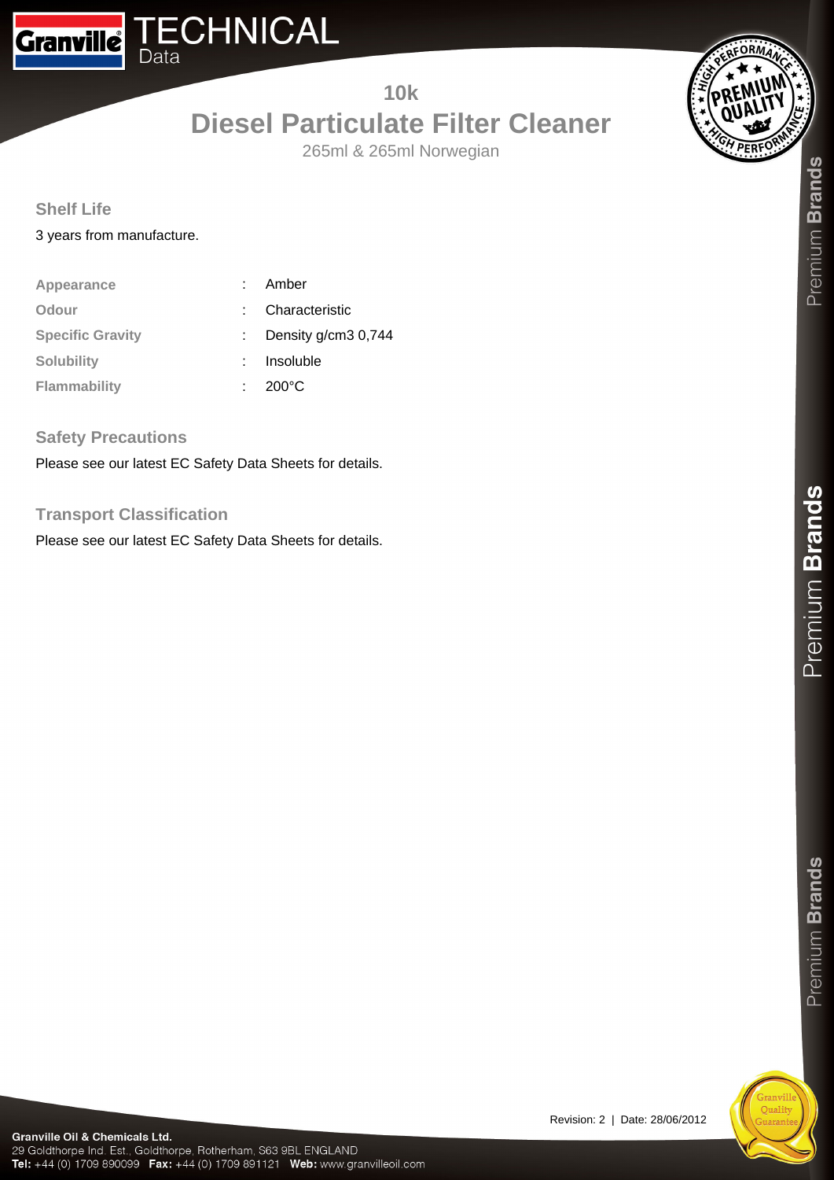## 10k

# Diesel Particulate Filter Cleaner

265ml & 265ml Norwegian

### Shelf Life

3 years from manufacture.

| | | |
|---|---|---|
| Appearance | : | Amber |
| Odour | : | Characteristic |
| Specific Gravity | : | Density g/cm3 0,744 |
| Solubility | : | Insoluble |
| Flammability | : | 200°C |

### Safety Precautions

Please see our latest EC Safety Data Sheets for details.

### Transport Classification

Please see our latest EC Safety Data Sheets for details.

Revision: 2 | Date: 28/06/2012

**Granville Oil & Chemicals Ltd.**
29 Goldthorpe Ind. Est., Goldthorpe, Rotherham, S63 9BL ENGLAND
**Tel:** +44 (0) 1709 890099 **Fax:** +44 (0) 1709 891121 **Web:** www.granvilleoil.com